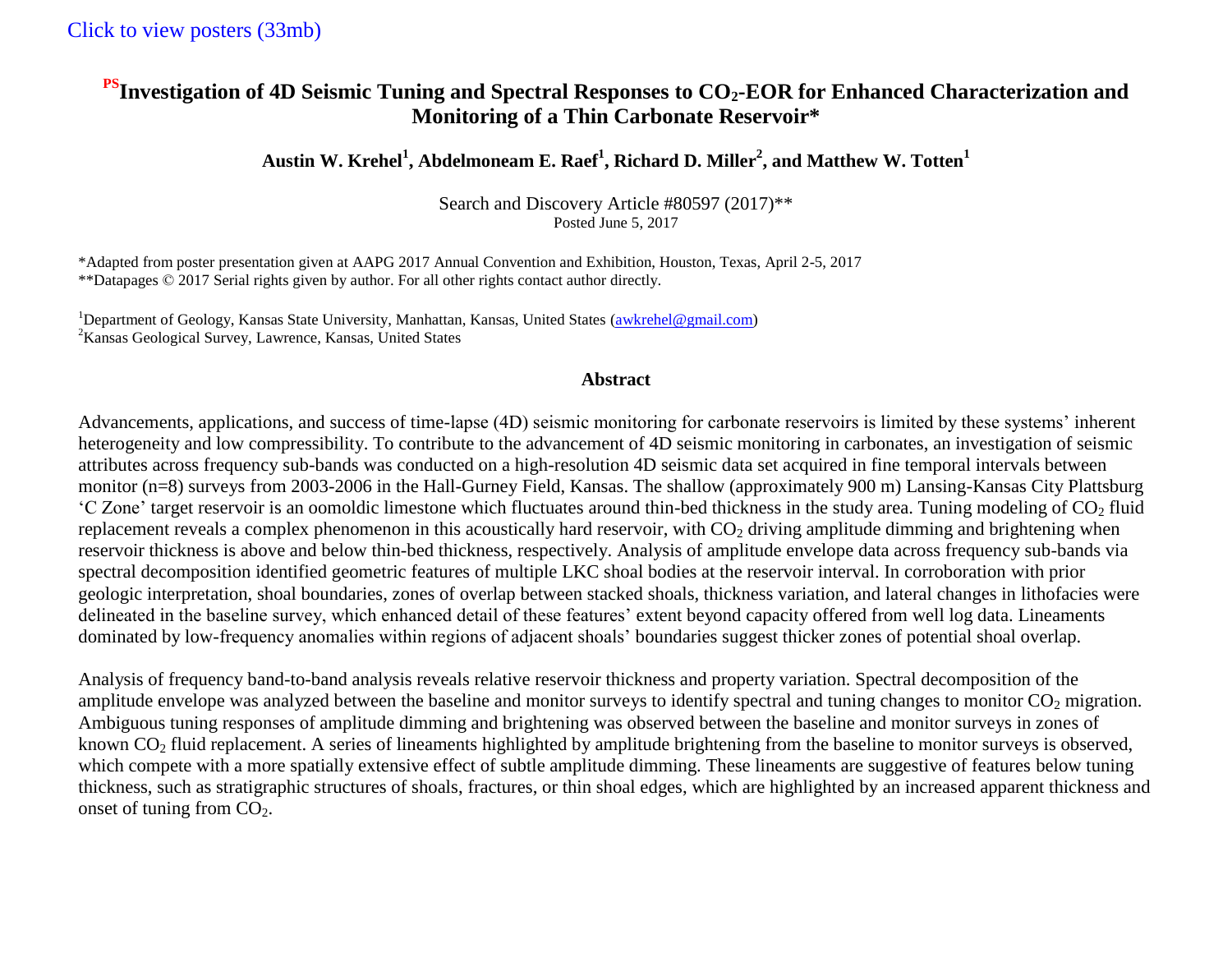Click to view posters (33mb)

# [PS]Investigation of 4D Seismic Tuning and Spectral Responses to $CO_2$-EOR for Enhanced Characterization and Monitoring of a Thin Carbonate Reservoir*

**Austin W. Krehel[1], Abdelmoneam E. Raef[1], Richard D. Miller[2], and Matthew W. Totten[1]**

Search and Discovery Article #80597 (2017)**
Posted June 5, 2017

*Adapted from poster presentation given at AAPG 2017 Annual Convention and Exhibition, Houston, Texas, April 2-5, 2017
**Datapages © 2017 Serial rights given by author. For all other rights contact author directly.

[1]Department of Geology, Kansas State University, Manhattan, Kansas, United States (awkrehel@gmail.com)
[2]Kansas Geological Survey, Lawrence, Kansas, United States

## Abstract

Advancements, applications, and success of time-lapse (4D) seismic monitoring for carbonate reservoirs is limited by these systems' inherent heterogeneity and low compressibility. To contribute to the advancement of 4D seismic monitoring in carbonates, an investigation of seismic attributes across frequency sub-bands was conducted on a high-resolution 4D seismic data set acquired in fine temporal intervals between monitor (n=8) surveys from 2003-2006 in the Hall-Gurney Field, Kansas. The shallow (approximately 900 m) Lansing-Kansas City Plattsburg 'C Zone' target reservoir is an oomoldic limestone which fluctuates around thin-bed thickness in the study area. Tuning modeling of $CO_2$ fluid replacement reveals a complex phenomenon in this acoustically hard reservoir, with $CO_2$ driving amplitude dimming and brightening when reservoir thickness is above and below thin-bed thickness, respectively. Analysis of amplitude envelope data across frequency sub-bands via spectral decomposition identified geometric features of multiple LKC shoal bodies at the reservoir interval. In corroboration with prior geologic interpretation, shoal boundaries, zones of overlap between stacked shoals, thickness variation, and lateral changes in lithofacies were delineated in the baseline survey, which enhanced detail of these features' extent beyond capacity offered from well log data. Lineaments dominated by low-frequency anomalies within regions of adjacent shoals' boundaries suggest thicker zones of potential shoal overlap.

Analysis of frequency band-to-band analysis reveals relative reservoir thickness and property variation. Spectral decomposition of the amplitude envelope was analyzed between the baseline and monitor surveys to identify spectral and tuning changes to monitor $CO_2$ migration. Ambiguous tuning responses of amplitude dimming and brightening was observed between the baseline and monitor surveys in zones of known $CO_2$ fluid replacement. A series of lineaments highlighted by amplitude brightening from the baseline to monitor surveys is observed, which compete with a more spatially extensive effect of subtle amplitude dimming. These lineaments are suggestive of features below tuning thickness, such as stratigraphic structures of shoals, fractures, or thin shoal edges, which are highlighted by an increased apparent thickness and onset of tuning from $CO_2$.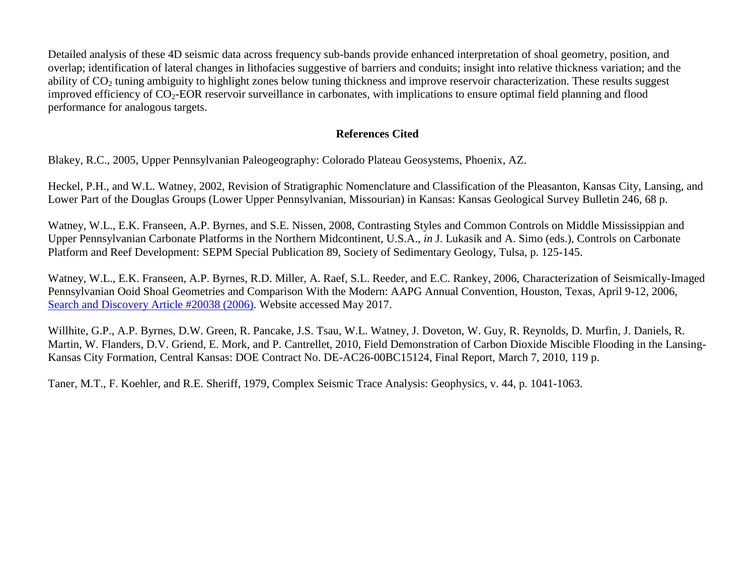Detailed analysis of these 4D seismic data across frequency sub-bands provide enhanced interpretation of shoal geometry, position, and overlap; identification of lateral changes in lithofacies suggestive of barriers and conduits; insight into relative thickness variation; and the ability of $CO_2$ tuning ambiguity to highlight zones below tuning thickness and improve reservoir characterization. These results suggest improved efficiency of $CO_2$-EOR reservoir surveillance in carbonates, with implications to ensure optimal field planning and flood performance for analogous targets.

## References Cited

Blakey, R.C., 2005, Upper Pennsylvanian Paleogeography: Colorado Plateau Geosystems, Phoenix, AZ.

Heckel, P.H., and W.L. Watney, 2002, Revision of Stratigraphic Nomenclature and Classification of the Pleasanton, Kansas City, Lansing, and Lower Part of the Douglas Groups (Lower Upper Pennsylvanian, Missourian) in Kansas: Kansas Geological Survey Bulletin 246, 68 p.

Watney, W.L., E.K. Franseen, A.P. Byrnes, and S.E. Nissen, 2008, Contrasting Styles and Common Controls on Middle Mississippian and Upper Pennsylvanian Carbonate Platforms in the Northern Midcontinent, U.S.A., *in* J. Lukasik and A. Simo (eds.), Controls on Carbonate Platform and Reef Development: SEPM Special Publication 89, Society of Sedimentary Geology, Tulsa, p. 125-145.

Watney, W.L., E.K. Franseen, A.P. Byrnes, R.D. Miller, A. Raef, S.L. Reeder, and E.C. Rankey, 2006, Characterization of Seismically-Imaged Pennsylvanian Ooid Shoal Geometries and Comparison With the Modern: AAPG Annual Convention, Houston, Texas, April 9-12, 2006, Search and Discovery Article #20038 (2006). Website accessed May 2017.

Willhite, G.P., A.P. Byrnes, D.W. Green, R. Pancake, J.S. Tsau, W.L. Watney, J. Doveton, W. Guy, R. Reynolds, D. Murfin, J. Daniels, R. Martin, W. Flanders, D.V. Griend, E. Mork, and P. Cantrellet, 2010, Field Demonstration of Carbon Dioxide Miscible Flooding in the Lansing-Kansas City Formation, Central Kansas: DOE Contract No. DE-AC26-00BC15124, Final Report, March 7, 2010, 119 p.

Taner, M.T., F. Koehler, and R.E. Sheriff, 1979, Complex Seismic Trace Analysis: Geophysics, v. 44, p. 1041-1063.